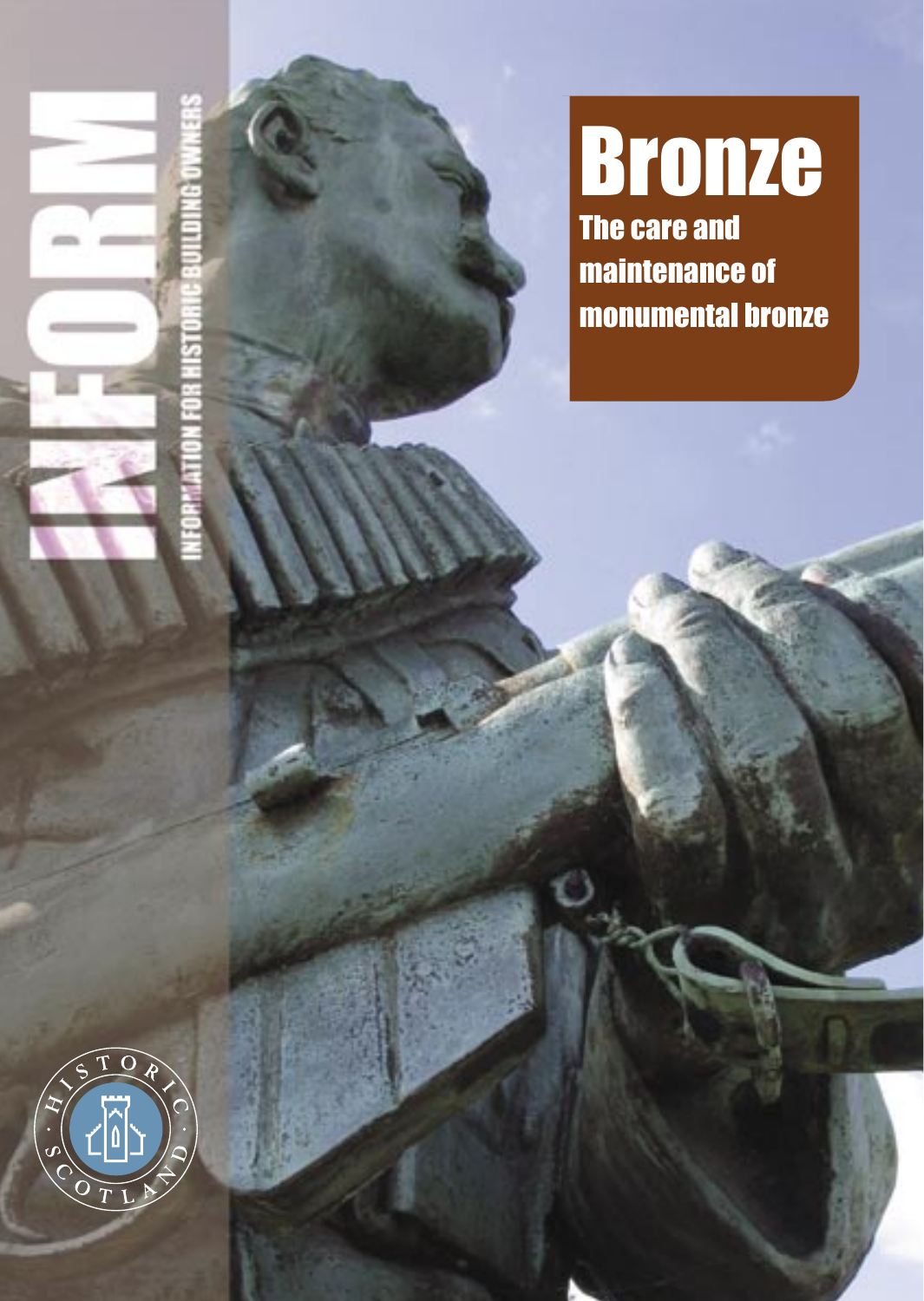# INFORM

INFORMATION FOR HISTORIC BUILDING OWNERS

# Bronze

## The care and maintenance of monumental bronze

HISTORIC SCOTLAND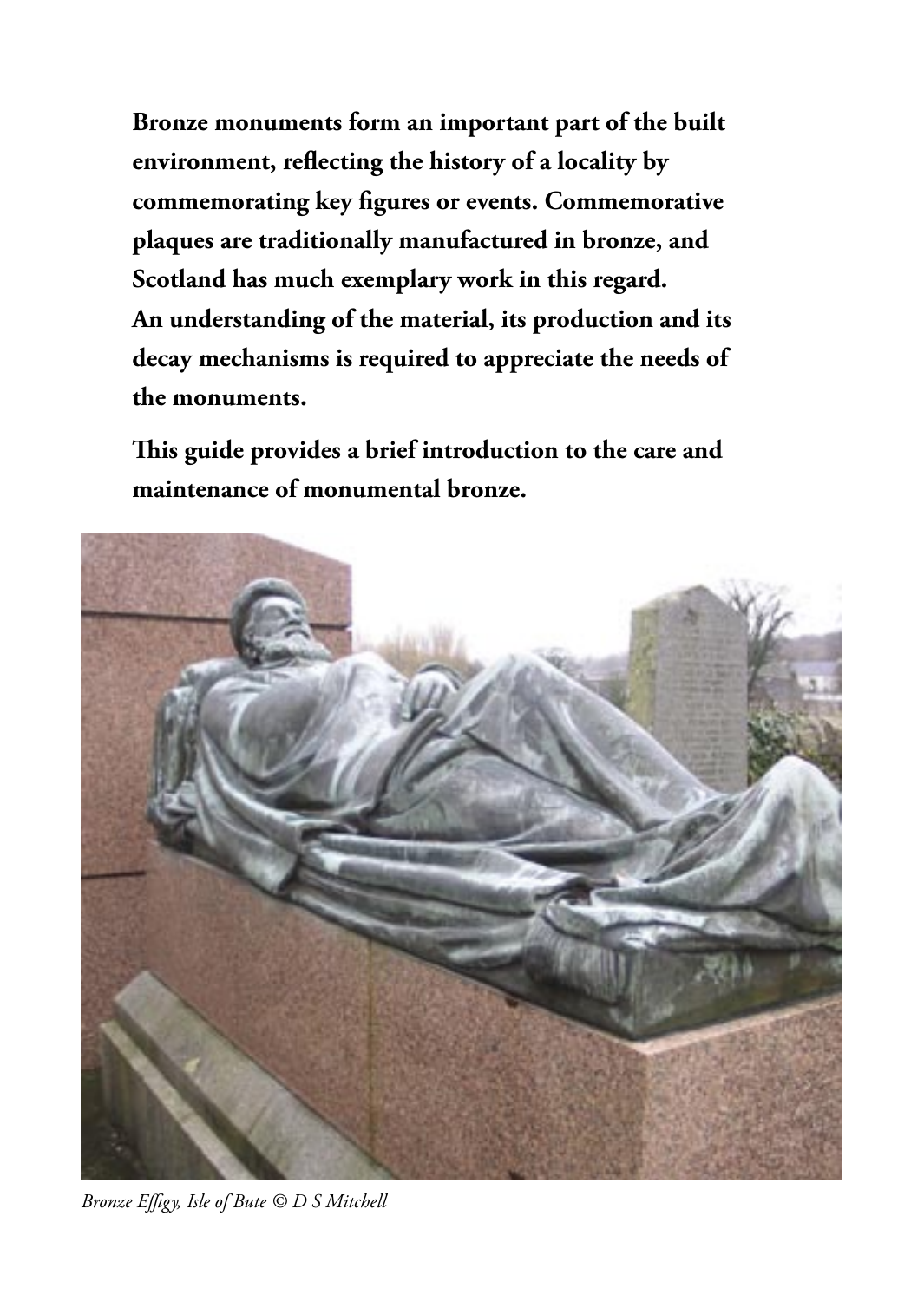**Bronze monuments form an important part of the built environment, reflecting the history of a locality by commemorating key figures or events. Commemorative plaques are traditionally manufactured in bronze, and Scotland has much exemplary work in this regard. An understanding of the material, its production and its decay mechanisms is required to appreciate the needs of the monuments.**

**This guide provides a brief introduction to the care and maintenance of monumental bronze.**

*Bronze Effigy, Isle of Bute © D S Mitchell*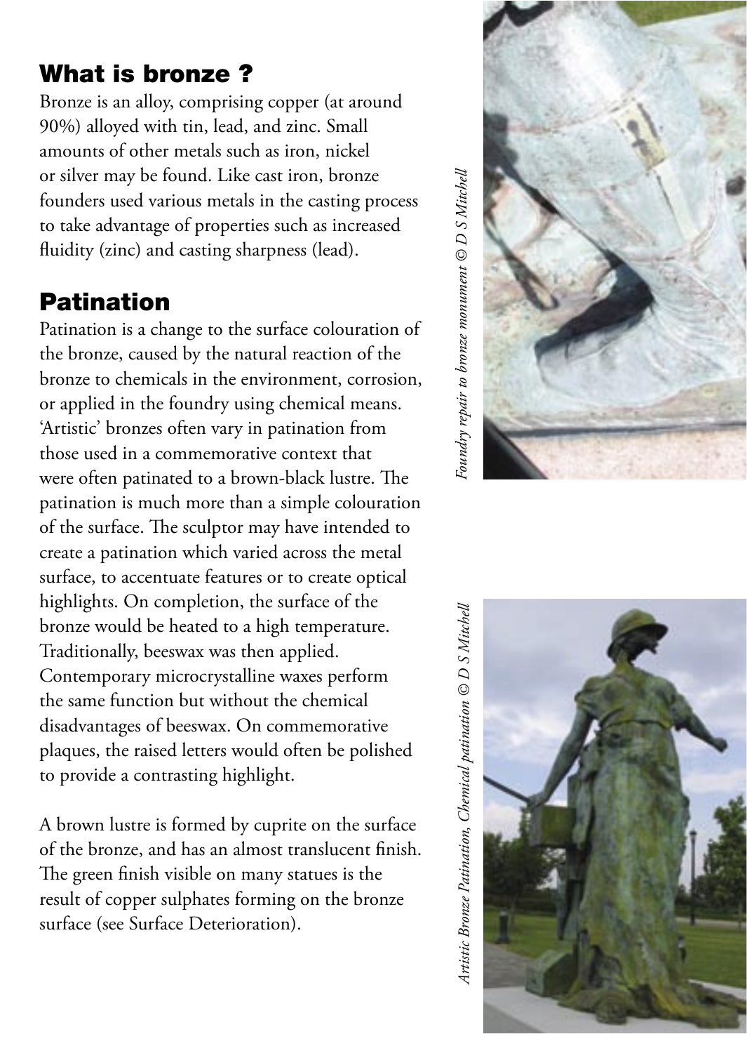## What is bronze ?

Bronze is an alloy, comprising copper (at around 90%) alloyed with tin, lead, and zinc. Small amounts of other metals such as iron, nickel or silver may be found. Like cast iron, bronze founders used various metals in the casting process to take advantage of properties such as increased fluidity (zinc) and casting sharpness (lead).

## Patination

Patination is a change to the surface colouration of the bronze, caused by the natural reaction of the bronze to chemicals in the environment, corrosion, or applied in the foundry using chemical means. 'Artistic' bronzes often vary in patination from those used in a commemorative context that were often patinated to a brown-black lustre. The patination is much more than a simple colouration of the surface. The sculptor may have intended to create a patination which varied across the metal surface, to accentuate features or to create optical highlights. On completion, the surface of the bronze would be heated to a high temperature. Traditionally, beeswax was then applied. Contemporary microcrystalline waxes perform the same function but without the chemical disadvantages of beeswax. On commemorative plaques, the raised letters would often be polished to provide a contrasting highlight.

A brown lustre is formed by cuprite on the surface of the bronze, and has an almost translucent finish. The green finish visible on many statues is the result of copper sulphates forming on the bronze surface (see Surface Deterioration).

*Foundry repair to bronze monument © D S Mitchell*

*Artistic Bronze Patination, Chemical patination © D S Mitchell*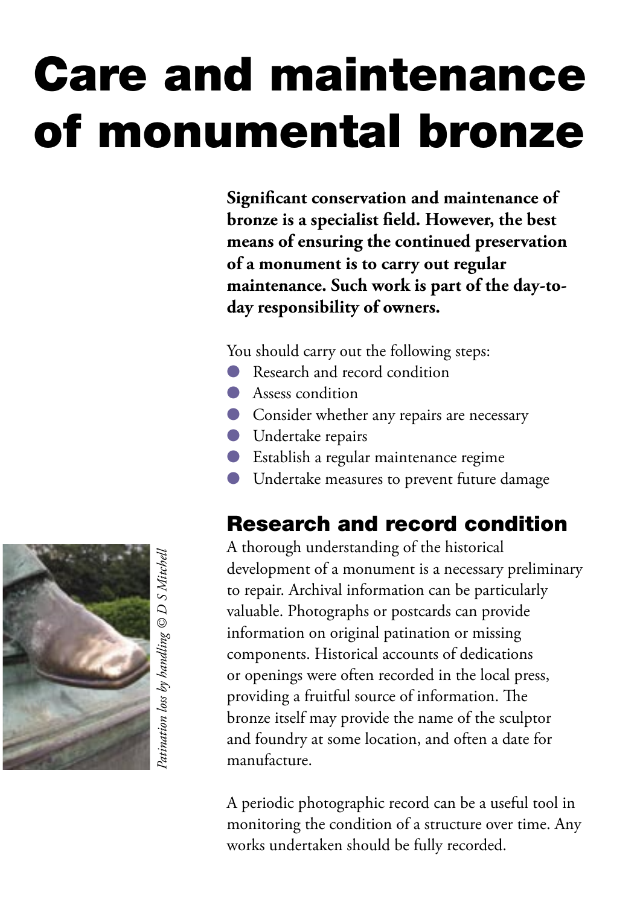# Care and maintenance of monumental bronze

**Significant conservation and maintenance of bronze is a specialist field. However, the best means of ensuring the continued preservation of a monument is to carry out regular maintenance. Such work is part of the day-to-day responsibility of owners.**

You should carry out the following steps:

- Research and record condition
- Assess condition
- Consider whether any repairs are necessary
- Undertake repairs
- Establish a regular maintenance regime
- Undertake measures to prevent future damage

## Research and record condition

A thorough understanding of the historical development of a monument is a necessary preliminary to repair. Archival information can be particularly valuable. Photographs or postcards can provide information on original patination or missing components. Historical accounts of dedications or openings were often recorded in the local press, providing a fruitful source of information. The bronze itself may provide the name of the sculptor and foundry at some location, and often a date for manufacture.

A periodic photographic record can be a useful tool in monitoring the condition of a structure over time. Any works undertaken should be fully recorded.

*Patination loss by handling © D S Mitchell*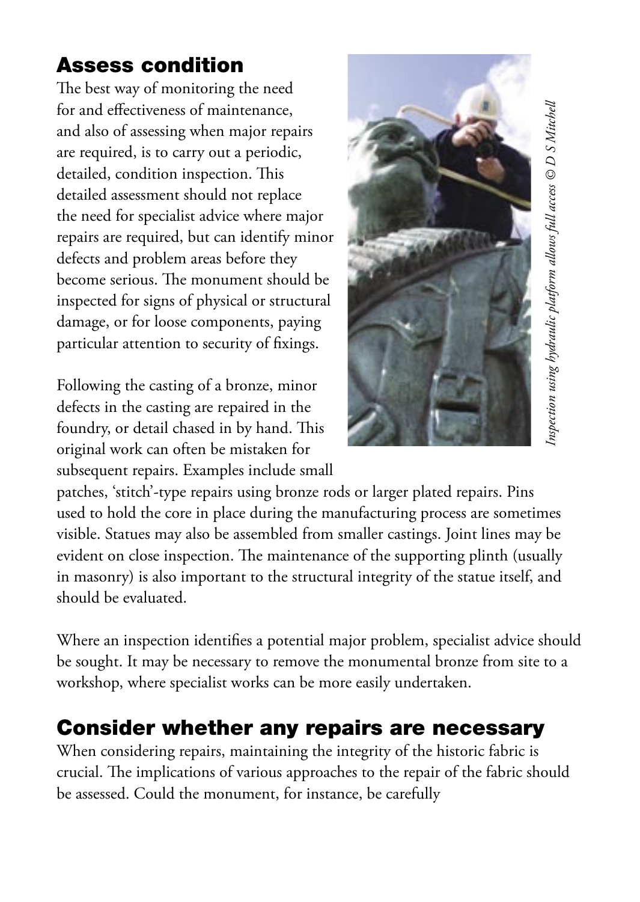## Assess condition

The best way of monitoring the need for and effectiveness of maintenance, and also of assessing when major repairs are required, is to carry out a periodic, detailed, condition inspection. This detailed assessment should not replace the need for specialist advice where major repairs are required, but can identify minor defects and problem areas before they become serious. The monument should be inspected for signs of physical or structural damage, or for loose components, paying particular attention to security of fixings.

*Inspection using hydraulic platform allows full access © D S Mitchell*

Following the casting of a bronze, minor defects in the casting are repaired in the foundry, or detail chased in by hand. This original work can often be mistaken for subsequent repairs. Examples include small patches, 'stitch'-type repairs using bronze rods or larger plated repairs. Pins used to hold the core in place during the manufacturing process are sometimes visible. Statues may also be assembled from smaller castings. Joint lines may be evident on close inspection. The maintenance of the supporting plinth (usually in masonry) is also important to the structural integrity of the statue itself, and should be evaluated.

Where an inspection identifies a potential major problem, specialist advice should be sought. It may be necessary to remove the monumental bronze from site to a workshop, where specialist works can be more easily undertaken.

## Consider whether any repairs are necessary

When considering repairs, maintaining the integrity of the historic fabric is crucial. The implications of various approaches to the repair of the fabric should be assessed. Could the monument, for instance, be carefully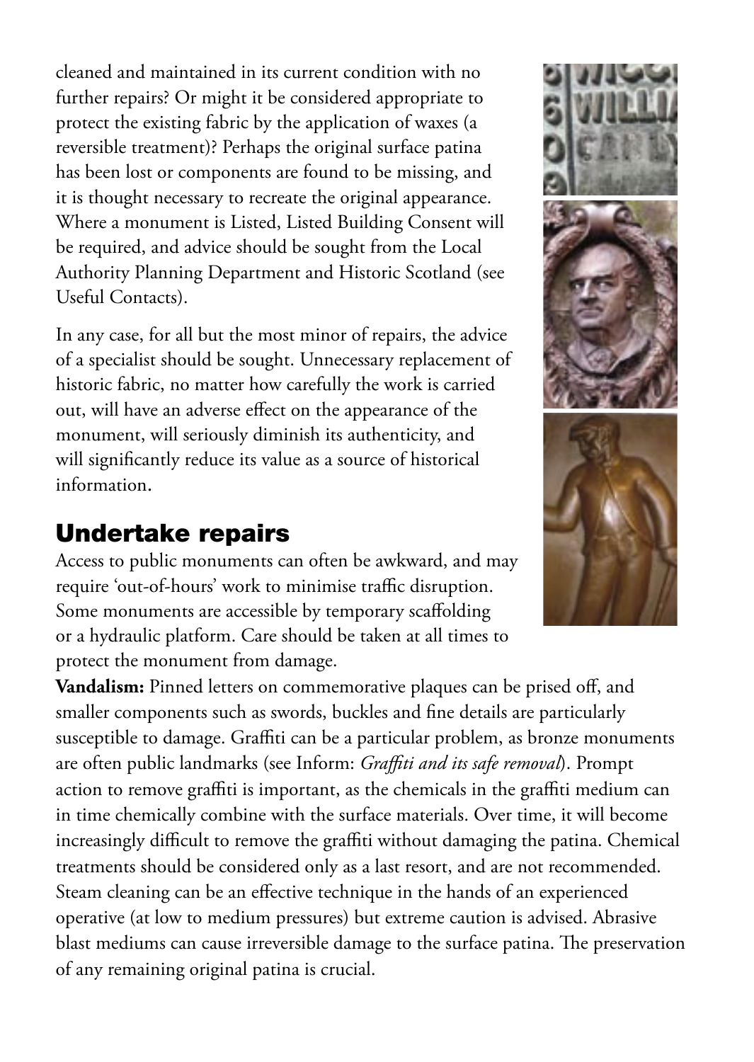cleaned and maintained in its current condition with no further repairs? Or might it be considered appropriate to protect the existing fabric by the application of waxes (a reversible treatment)? Perhaps the original surface patina has been lost or components are found to be missing, and it is thought necessary to recreate the original appearance. Where a monument is Listed, Listed Building Consent will be required, and advice should be sought from the Local Authority Planning Department and Historic Scotland (see Useful Contacts).

In any case, for all but the most minor of repairs, the advice of a specialist should be sought. Unnecessary replacement of historic fabric, no matter how carefully the work is carried out, will have an adverse effect on the appearance of the monument, will seriously diminish its authenticity, and will significantly reduce its value as a source of historical information.

## Undertake repairs

Access to public monuments can often be awkward, and may require 'out-of-hours' work to minimise traffic disruption. Some monuments are accessible by temporary scaffolding or a hydraulic platform. Care should be taken at all times to protect the monument from damage.

**Vandalism:** Pinned letters on commemorative plaques can be prised off, and smaller components such as swords, buckles and fine details are particularly susceptible to damage. Graffiti can be a particular problem, as bronze monuments are often public landmarks (see Inform: *Graffiti and its safe removal*). Prompt action to remove graffiti is important, as the chemicals in the graffiti medium can in time chemically combine with the surface materials. Over time, it will become increasingly difficult to remove the graffiti without damaging the patina. Chemical treatments should be considered only as a last resort, and are not recommended. Steam cleaning can be an effective technique in the hands of an experienced operative (at low to medium pressures) but extreme caution is advised. Abrasive blast mediums can cause irreversible damage to the surface patina. The preservation of any remaining original patina is crucial.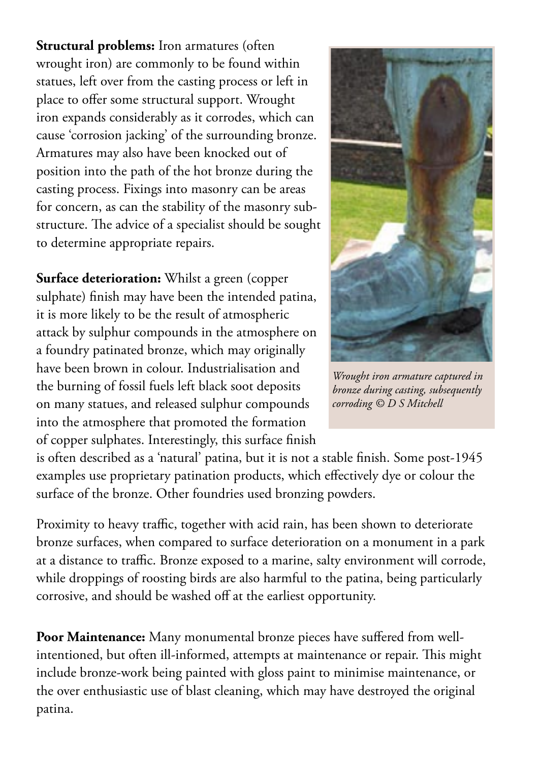**Structural problems:** Iron armatures (often wrought iron) are commonly to be found within statues, left over from the casting process or left in place to offer some structural support. Wrought iron expands considerably as it corrodes, which can cause 'corrosion jacking' of the surrounding bronze. Armatures may also have been knocked out of position into the path of the hot bronze during the casting process. Fixings into masonry can be areas for concern, as can the stability of the masonry sub-structure. The advice of a specialist should be sought to determine appropriate repairs.

*Wrought iron armature captured in bronze during casting, subsequently corroding © D S Mitchell*

**Surface deterioration:** Whilst a green (copper sulphate) finish may have been the intended patina, it is more likely to be the result of atmospheric attack by sulphur compounds in the atmosphere on a foundry patinated bronze, which may originally have been brown in colour. Industrialisation and the burning of fossil fuels left black soot deposits on many statues, and released sulphur compounds into the atmosphere that promoted the formation of copper sulphates. Interestingly, this surface finish is often described as a 'natural' patina, but it is not a stable finish. Some post-1945 examples use proprietary patination products, which effectively dye or colour the surface of the bronze. Other foundries used bronzing powders.

Proximity to heavy traffic, together with acid rain, has been shown to deteriorate bronze surfaces, when compared to surface deterioration on a monument in a park at a distance to traffic. Bronze exposed to a marine, salty environment will corrode, while droppings of roosting birds are also harmful to the patina, being particularly corrosive, and should be washed off at the earliest opportunity.

**Poor Maintenance:** Many monumental bronze pieces have suffered from well-intentioned, but often ill-informed, attempts at maintenance or repair. This might include bronze-work being painted with gloss paint to minimise maintenance, or the over enthusiastic use of blast cleaning, which may have destroyed the original patina.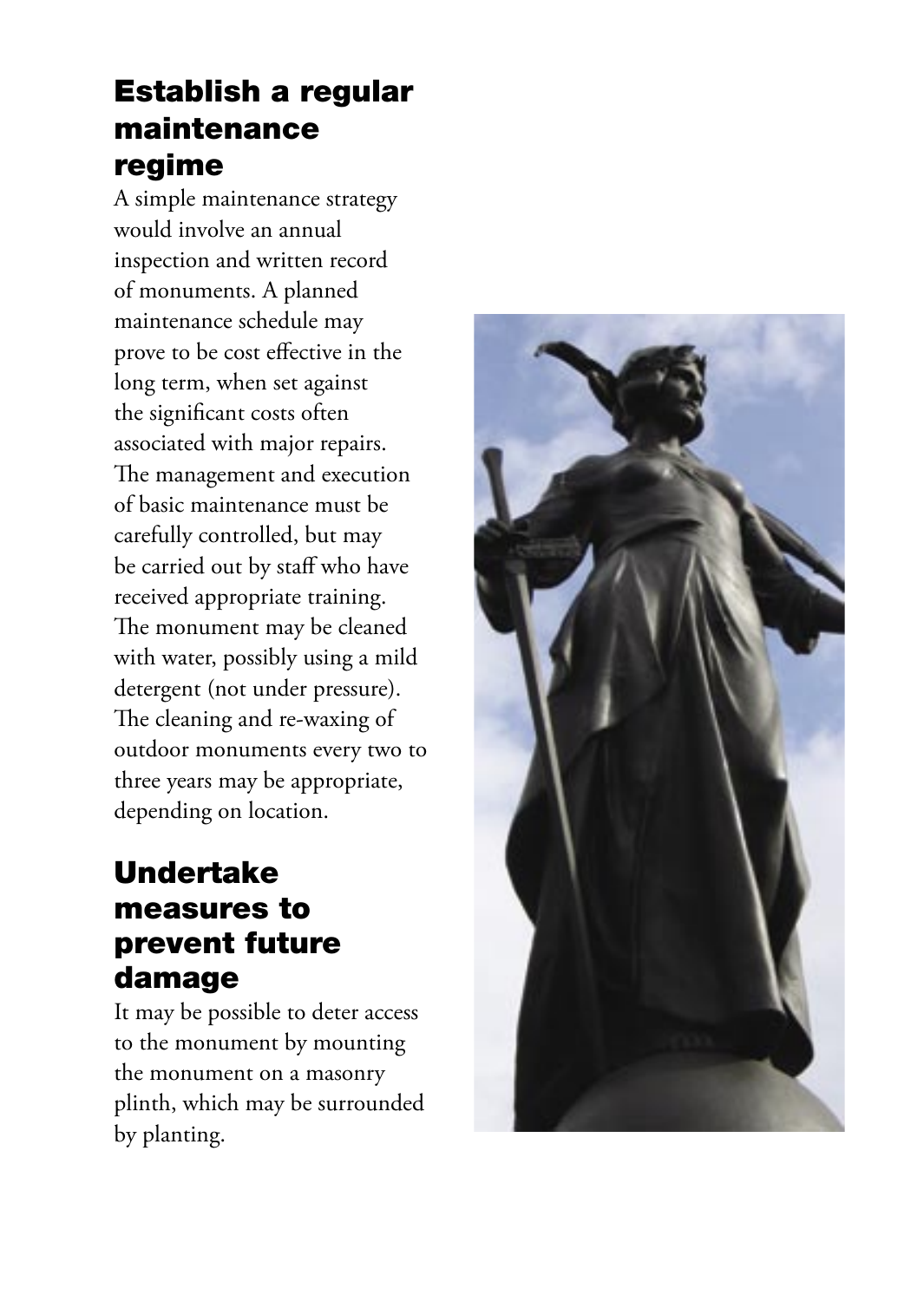## Establish a regular maintenance regime

A simple maintenance strategy would involve an annual inspection and written record of monuments. A planned maintenance schedule may prove to be cost effective in the long term, when set against the significant costs often associated with major repairs. The management and execution of basic maintenance must be carefully controlled, but may be carried out by staff who have received appropriate training. The monument may be cleaned with water, possibly using a mild detergent (not under pressure). The cleaning and re-waxing of outdoor monuments every two to three years may be appropriate, depending on location.

## Undertake measures to prevent future damage

It may be possible to deter access to the monument by mounting the monument on a masonry plinth, which may be surrounded by planting.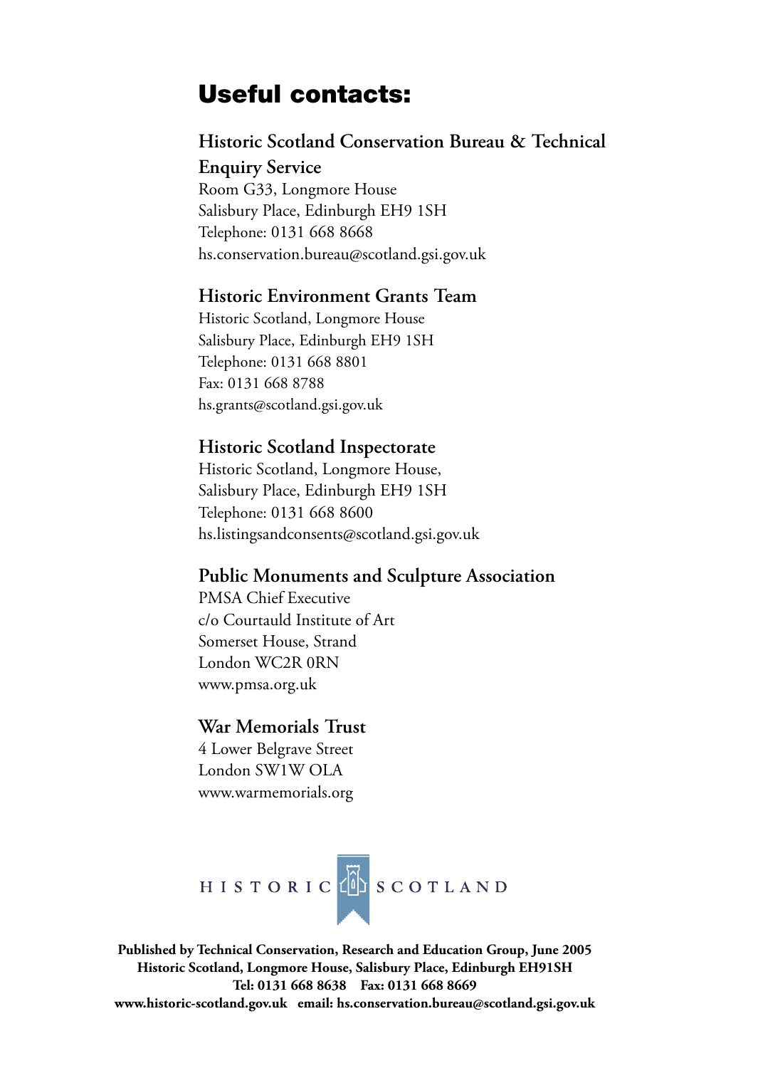# Useful contacts:

### Historic Scotland Conservation Bureau & Technical Enquiry Service

Room G33, Longmore House
Salisbury Place, Edinburgh EH9 1SH
Telephone: 0131 668 8668
hs.conservation.bureau@scotland.gsi.gov.uk

### Historic Environment Grants Team

Historic Scotland, Longmore House
Salisbury Place, Edinburgh EH9 1SH
Telephone: 0131 668 8801
Fax: 0131 668 8788
hs.grants@scotland.gsi.gov.uk

### Historic Scotland Inspectorate

Historic Scotland, Longmore House,
Salisbury Place, Edinburgh EH9 1SH
Telephone: 0131 668 8600
hs.listingsandconsents@scotland.gsi.gov.uk

### Public Monuments and Sculpture Association

PMSA Chief Executive
c/o Courtauld Institute of Art
Somerset House, Strand
London WC2R 0RN
www.pmsa.org.uk

### War Memorials Trust

4 Lower Belgrave Street
London SW1W OLA
www.warmemorials.org

HISTORIC SCOTLAND

**Published by Technical Conservation, Research and Education Group, June 2005**
**Historic Scotland, Longmore House, Salisbury Place, Edinburgh EH91SH**
**Tel: 0131 668 8638 Fax: 0131 668 8669**
**www.historic-scotland.gov.uk email: hs.conservation.bureau@scotland.gsi.gov.uk**